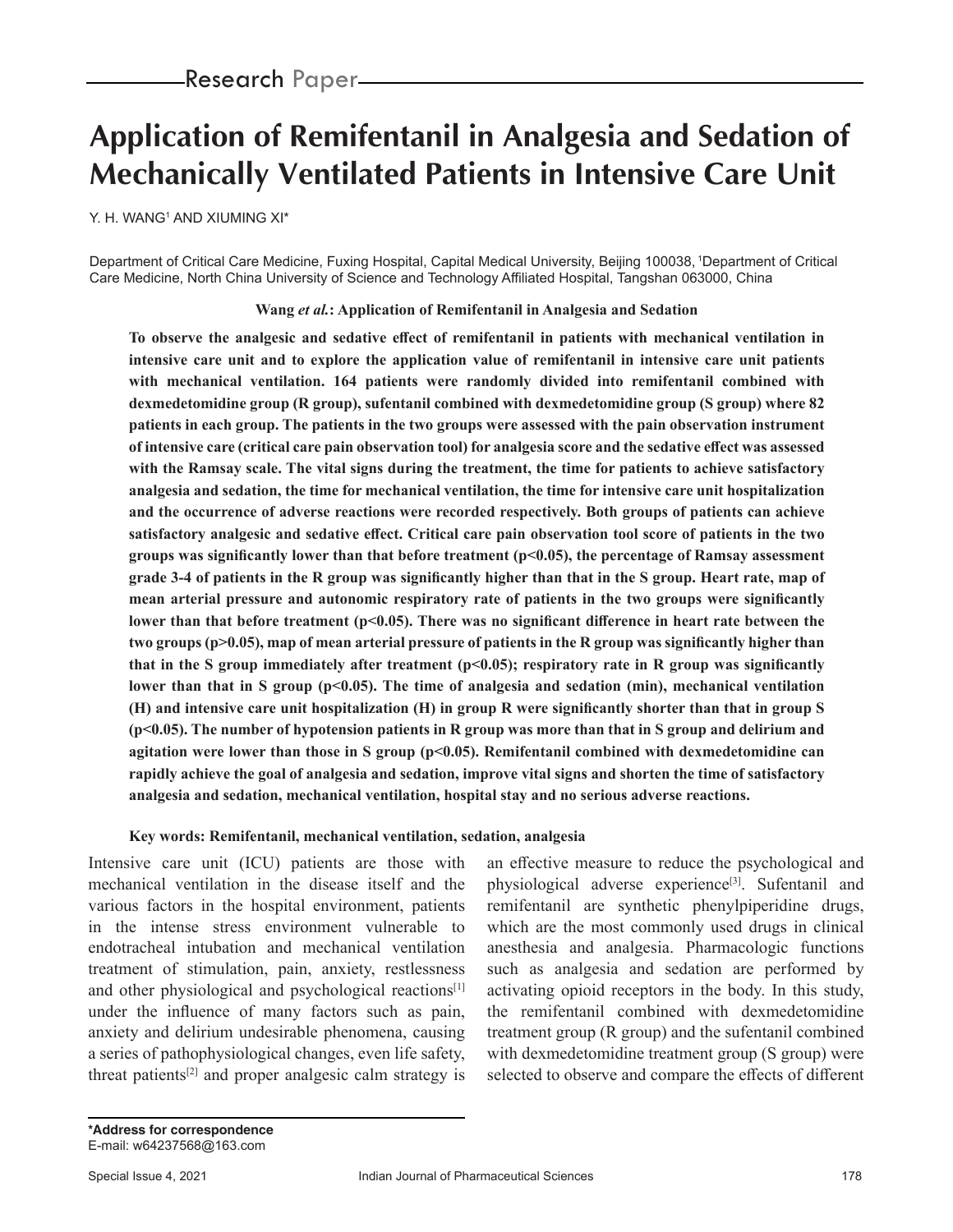Research Paper

# Application of Remifentanil in Analgesia and Sedation of Mechanically Ventilated Patients in Intensive Care Unit

Y. H. WANG[1] AND XIUMING XI*

Department of Critical Care Medicine, Fuxing Hospital, Capital Medical University, Beijing 100038, [1]Department of Critical Care Medicine, North China University of Science and Technology Affiliated Hospital, Tangshan 063000, China

**Wang *et al.*: Application of Remifentanil in Analgesia and Sedation**

**To observe the analgesic and sedative effect of remifentanil in patients with mechanical ventilation in intensive care unit and to explore the application value of remifentanil in intensive care unit patients with mechanical ventilation. 164 patients were randomly divided into remifentanil combined with dexmedetomidine group (R group), sufentanil combined with dexmedetomidine group (S group) where 82 patients in each group. The patients in the two groups were assessed with the pain observation instrument of intensive care (critical care pain observation tool) for analgesia score and the sedative effect was assessed with the Ramsay scale. The vital signs during the treatment, the time for patients to achieve satisfactory analgesia and sedation, the time for mechanical ventilation, the time for intensive care unit hospitalization and the occurrence of adverse reactions were recorded respectively. Both groups of patients can achieve satisfactory analgesic and sedative effect. Critical care pain observation tool score of patients in the two groups was significantly lower than that before treatment ($p<0.05$), the percentage of Ramsay assessment grade 3-4 of patients in the R group was significantly higher than that in the S group. Heart rate, map of mean arterial pressure and autonomic respiratory rate of patients in the two groups were significantly lower than that before treatment ($p<0.05$). There was no significant difference in heart rate between the two groups ($p>0.05$), map of mean arterial pressure of patients in the R group was significantly higher than that in the S group immediately after treatment ($p<0.05$); respiratory rate in R group was significantly lower than that in S group ($p<0.05$). The time of analgesia and sedation (min), mechanical ventilation (H) and intensive care unit hospitalization (H) in group R were significantly shorter than that in group S ($p<0.05$). The number of hypotension patients in R group was more than that in S group and delirium and agitation were lower than those in S group ($p<0.05$). Remifentanil combined with dexmedetomidine can rapidly achieve the goal of analgesia and sedation, improve vital signs and shorten the time of satisfactory analgesia and sedation, mechanical ventilation, hospital stay and no serious adverse reactions.**

**Key words: Remifentanil, mechanical ventilation, sedation, analgesia**

Intensive care unit (ICU) patients are those with mechanical ventilation in the disease itself and the various factors in the hospital environment, patients in the intense stress environment vulnerable to endotracheal intubation and mechanical ventilation treatment of stimulation, pain, anxiety, restlessness and other physiological and psychological reactions[1] under the influence of many factors such as pain, anxiety and delirium undesirable phenomena, causing a series of pathophysiological changes, even life safety, threat patients[2] and proper analgesic calm strategy is an effective measure to reduce the psychological and physiological adverse experience[3]. Sufentanil and remifentanil are synthetic phenylpiperidine drugs, which are the most commonly used drugs in clinical anesthesia and analgesia. Pharmacologic functions such as analgesia and sedation are performed by activating opioid receptors in the body. In this study, the remifentanil combined with dexmedetomidine treatment group (R group) and the sufentanil combined with dexmedetomidine treatment group (S group) were selected to observe and compare the effects of different

**\*Address for correspondence**
E-mail: w64237568@163.com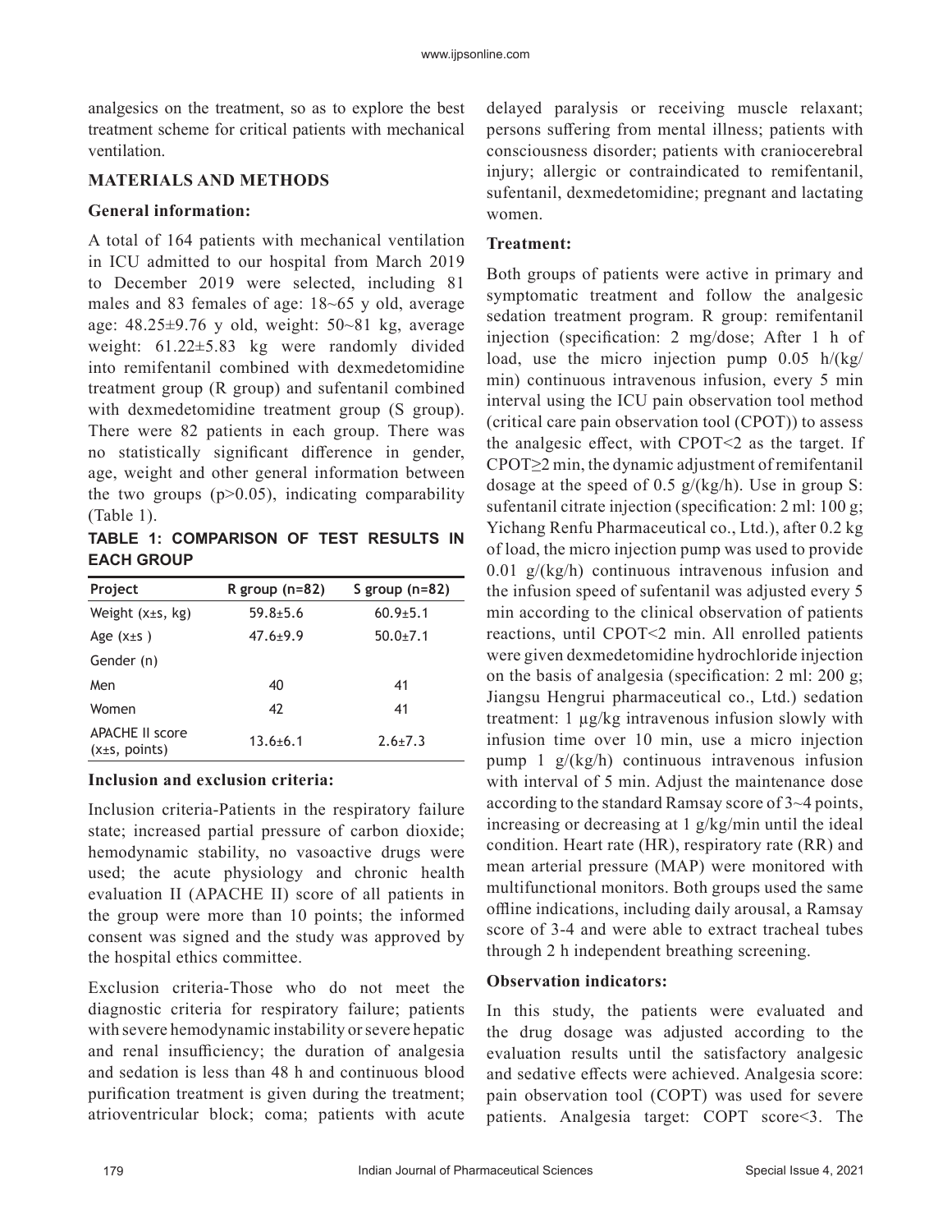analgesics on the treatment, so as to explore the best treatment scheme for critical patients with mechanical ventilation.

## MATERIALS AND METHODS

### General information:

A total of 164 patients with mechanical ventilation in ICU admitted to our hospital from March 2019 to December 2019 were selected, including 81 males and 83 females of age: 18~65 y old, average age: 48.25±9.76 y old, weight: 50~81 kg, average weight: 61.22±5.83 kg were randomly divided into remifentanil combined with dexmedetomidine treatment group (R group) and sufentanil combined with dexmedetomidine treatment group (S group). There were 82 patients in each group. There was no statistically significant difference in gender, age, weight and other general information between the two groups ($p>0.05$), indicating comparability (Table 1).

**TABLE 1: COMPARISON OF TEST RESULTS IN EACH GROUP**

| Project | R group (n=82) | S group (n=82) |
|---|---|---|
| Weight (x±s, kg) | 59.8±5.6 | 60.9±5.1 |
| Age (x±s ) | 47.6±9.9 | 50.0±7.1 |
| Gender (n) | | |
| Men | 40 | 41 |
| Women | 42 | 41 |
| APACHE II score (x±s, points) | 13.6±6.1 | 2.6±7.3 |

### Inclusion and exclusion criteria:

Inclusion criteria-Patients in the respiratory failure state; increased partial pressure of carbon dioxide; hemodynamic stability, no vasoactive drugs were used; the acute physiology and chronic health evaluation II (APACHE II) score of all patients in the group were more than 10 points; the informed consent was signed and the study was approved by the hospital ethics committee.

Exclusion criteria-Those who do not meet the diagnostic criteria for respiratory failure; patients with severe hemodynamic instability or severe hepatic and renal insufficiency; the duration of analgesia and sedation is less than 48 h and continuous blood purification treatment is given during the treatment; atrioventricular block; coma; patients with acute delayed paralysis or receiving muscle relaxant; persons suffering from mental illness; patients with consciousness disorder; patients with craniocerebral injury; allergic or contraindicated to remifentanil, sufentanil, dexmedetomidine; pregnant and lactating women.

### Treatment:

Both groups of patients were active in primary and symptomatic treatment and follow the analgesic sedation treatment program. R group: remifentanil injection (specification: 2 mg/dose; After 1 h of load, use the micro injection pump 0.05 h/(kg/min) continuous intravenous infusion, every 5 min interval using the ICU pain observation tool method (critical care pain observation tool (CPOT)) to assess the analgesic effect, with CPOT<2 as the target. If CPOT≥2 min, the dynamic adjustment of remifentanil dosage at the speed of 0.5 g/(kg/h). Use in group S: sufentanil citrate injection (specification: 2 ml: 100 g; Yichang Renfu Pharmaceutical co., Ltd.), after 0.2 kg of load, the micro injection pump was used to provide 0.01 g/(kg/h) continuous intravenous infusion and the infusion speed of sufentanil was adjusted every 5 min according to the clinical observation of patients reactions, until CPOT<2 min. All enrolled patients were given dexmedetomidine hydrochloride injection on the basis of analgesia (specification: 2 ml: 200 g; Jiangsu Hengrui pharmaceutical co., Ltd.) sedation treatment: 1 μg/kg intravenous infusion slowly with infusion time over 10 min, use a micro injection pump 1 g/(kg/h) continuous intravenous infusion with interval of 5 min. Adjust the maintenance dose according to the standard Ramsay score of 3~4 points, increasing or decreasing at 1 g/kg/min until the ideal condition. Heart rate (HR), respiratory rate (RR) and mean arterial pressure (MAP) were monitored with multifunctional monitors. Both groups used the same offline indications, including daily arousal, a Ramsay score of 3-4 and were able to extract tracheal tubes through 2 h independent breathing screening.

### Observation indicators:

In this study, the patients were evaluated and the drug dosage was adjusted according to the evaluation results until the satisfactory analgesic and sedative effects were achieved. Analgesia score: pain observation tool (COPT) was used for severe patients. Analgesia target: COPT score<3. The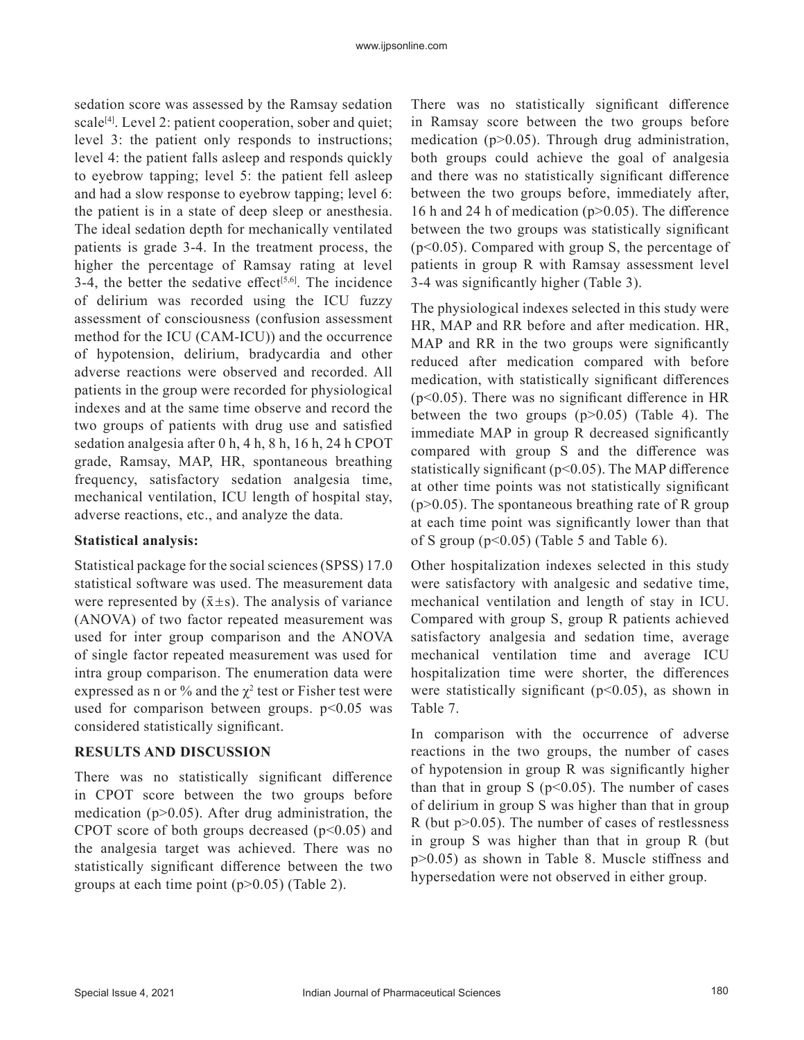sedation score was assessed by the Ramsay sedation scale[4]. Level 2: patient cooperation, sober and quiet; level 3: the patient only responds to instructions; level 4: the patient falls asleep and responds quickly to eyebrow tapping; level 5: the patient fell asleep and had a slow response to eyebrow tapping; level 6: the patient is in a state of deep sleep or anesthesia. The ideal sedation depth for mechanically ventilated patients is grade 3-4. In the treatment process, the higher the percentage of Ramsay rating at level 3-4, the better the sedative effect[5,6]. The incidence of delirium was recorded using the ICU fuzzy assessment of consciousness (confusion assessment method for the ICU (CAM-ICU)) and the occurrence of hypotension, delirium, bradycardia and other adverse reactions were observed and recorded. All patients in the group were recorded for physiological indexes and at the same time observe and record the two groups of patients with drug use and satisfied sedation analgesia after 0 h, 4 h, 8 h, 16 h, 24 h CPOT grade, Ramsay, MAP, HR, spontaneous breathing frequency, satisfactory sedation analgesia time, mechanical ventilation, ICU length of hospital stay, adverse reactions, etc., and analyze the data.

**Statistical analysis:**

Statistical package for the social sciences (SPSS) 17.0 statistical software was used. The measurement data were represented by ($\bar{x}\pm s$). The analysis of variance (ANOVA) of two factor repeated measurement was used for inter group comparison and the ANOVA of single factor repeated measurement was used for intra group comparison. The enumeration data were expressed as n or % and the $\chi^2$ test or Fisher test were used for comparison between groups. $p<0.05$ was considered statistically significant.

## RESULTS AND DISCUSSION

There was no statistically significant difference in CPOT score between the two groups before medication ($p>0.05$). After drug administration, the CPOT score of both groups decreased ($p<0.05$) and the analgesia target was achieved. There was no statistically significant difference between the two groups at each time point ($p>0.05$) (Table 2).

There was no statistically significant difference in Ramsay score between the two groups before medication ($p>0.05$). Through drug administration, both groups could achieve the goal of analgesia and there was no statistically significant difference between the two groups before, immediately after, 16 h and 24 h of medication ($p>0.05$). The difference between the two groups was statistically significant ($p<0.05$). Compared with group S, the percentage of patients in group R with Ramsay assessment level 3-4 was significantly higher (Table 3).

The physiological indexes selected in this study were HR, MAP and RR before and after medication. HR, MAP and RR in the two groups were significantly reduced after medication compared with before medication, with statistically significant differences ($p<0.05$). There was no significant difference in HR between the two groups ($p>0.05$) (Table 4). The immediate MAP in group R decreased significantly compared with group S and the difference was statistically significant ($p<0.05$). The MAP difference at other time points was not statistically significant ($p>0.05$). The spontaneous breathing rate of R group at each time point was significantly lower than that of S group ($p<0.05$) (Table 5 and Table 6).

Other hospitalization indexes selected in this study were satisfactory with analgesic and sedative time, mechanical ventilation and length of stay in ICU. Compared with group S, group R patients achieved satisfactory analgesia and sedation time, average mechanical ventilation time and average ICU hospitalization time were shorter, the differences were statistically significant ($p<0.05$), as shown in Table 7.

In comparison with the occurrence of adverse reactions in the two groups, the number of cases of hypotension in group R was significantly higher than that in group S ($p<0.05$). The number of cases of delirium in group S was higher than that in group R (but $p>0.05$). The number of cases of restlessness in group S was higher than that in group R (but $p>0.05$) as shown in Table 8. Muscle stiffness and hypersedation were not observed in either group.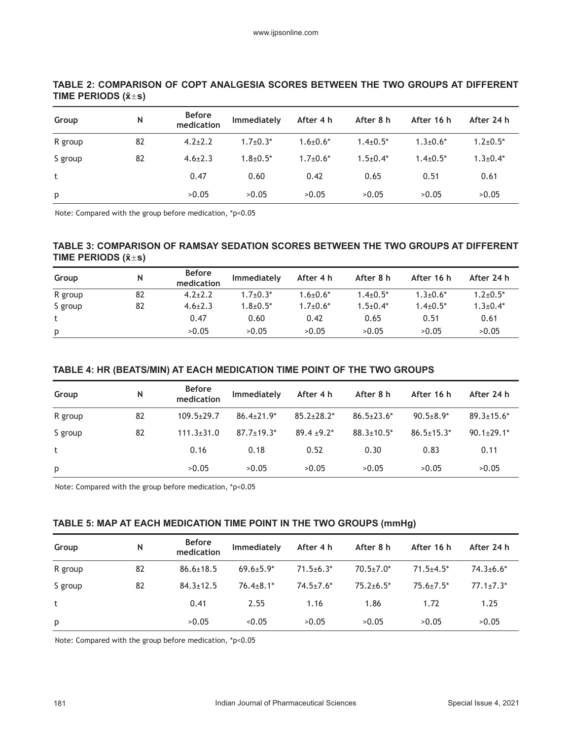**TABLE 2: COMPARISON OF COPT ANALGESIA SCORES BETWEEN THE TWO GROUPS AT DIFFERENT TIME PERIODS ($\bar{x}\pm s$)**

| Group | N | Before medication | Immediately | After 4 h | After 8 h | After 16 h | After 24 h |
|---|---|---|---|---|---|---|---|
| R group | 82 | 4.2±2.2 | 1.7±0.3* | 1.6±0.6* | 1.4±0.5* | 1.3±0.6* | 1.2±0.5* |
| S group | 82 | 4.6±2.3 | 1.8±0.5* | 1.7±0.6* | 1.5±0.4* | 1.4±0.5* | 1.3±0.4* |
| t | | 0.47 | 0.60 | 0.42 | 0.65 | 0.51 | 0.61 |
| p | | >0.05 | >0.05 | >0.05 | >0.05 | >0.05 | >0.05 |

Note: Compared with the group before medication, *p<0.05

**TABLE 3: COMPARISON OF RAMSAY SEDATION SCORES BETWEEN THE TWO GROUPS AT DIFFERENT TIME PERIODS ($\bar{x}\pm s$)**

| Group | N | Before medication | Immediately | After 4 h | After 8 h | After 16 h | After 24 h |
|---|---|---|---|---|---|---|---|
| R group | 82 | 4.2±2.2 | 1.7±0.3* | 1.6±0.6* | 1.4±0.5* | 1.3±0.6* | 1.2±0.5* |
| S group | 82 | 4.6±2.3 | 1.8±0.5* | 1.7±0.6* | 1.5±0.4* | 1.4±0.5* | 1.3±0.4* |
| t | | 0.47 | 0.60 | 0.42 | 0.65 | 0.51 | 0.61 |
| p | | >0.05 | >0.05 | >0.05 | >0.05 | >0.05 | >0.05 |

**TABLE 4: HR (BEATS/MIN) AT EACH MEDICATION TIME POINT OF THE TWO GROUPS**

| Group | N | Before medication | Immediately | After 4 h | After 8 h | After 16 h | After 24 h |
|---|---|---|---|---|---|---|---|
| R group | 82 | 109.5±29.7 | 86.4±21.9* | 85.2±28.2* | 86.5±23.6* | 90.5±8.9* | 89.3±15.6* |
| S group | 82 | 111.3±31.0 | 87.7±19.3* | 89.4 ±9.2* | 88.3±10.5* | 86.5±15.3* | 90.1±29.1* |
| t | | 0.16 | 0.18 | 0.52 | 0.30 | 0.83 | 0.11 |
| p | | >0.05 | >0.05 | >0.05 | >0.05 | >0.05 | >0.05 |

Note: Compared with the group before medication, *p<0.05

**TABLE 5: MAP AT EACH MEDICATION TIME POINT IN THE TWO GROUPS (mmHg)**

| Group | N | Before medication | Immediately | After 4 h | After 8 h | After 16 h | After 24 h |
|---|---|---|---|---|---|---|---|
| R group | 82 | 86.6±18.5 | 69.6±5.9* | 71.5±6.3* | 70.5±7.0* | 71.5±4.5* | 74.3±6.6* |
| S group | 82 | 84.3±12.5 | 76.4±8.1* | 74.5±7.6* | 75.2±6.5* | 75.6±7.5* | 77.1±7.3* |
| t | | 0.41 | 2.55 | 1.16 | 1.86 | 1.72 | 1.25 |
| p | | >0.05 | <0.05 | >0.05 | >0.05 | >0.05 | >0.05 |

Note: Compared with the group before medication, *p<0.05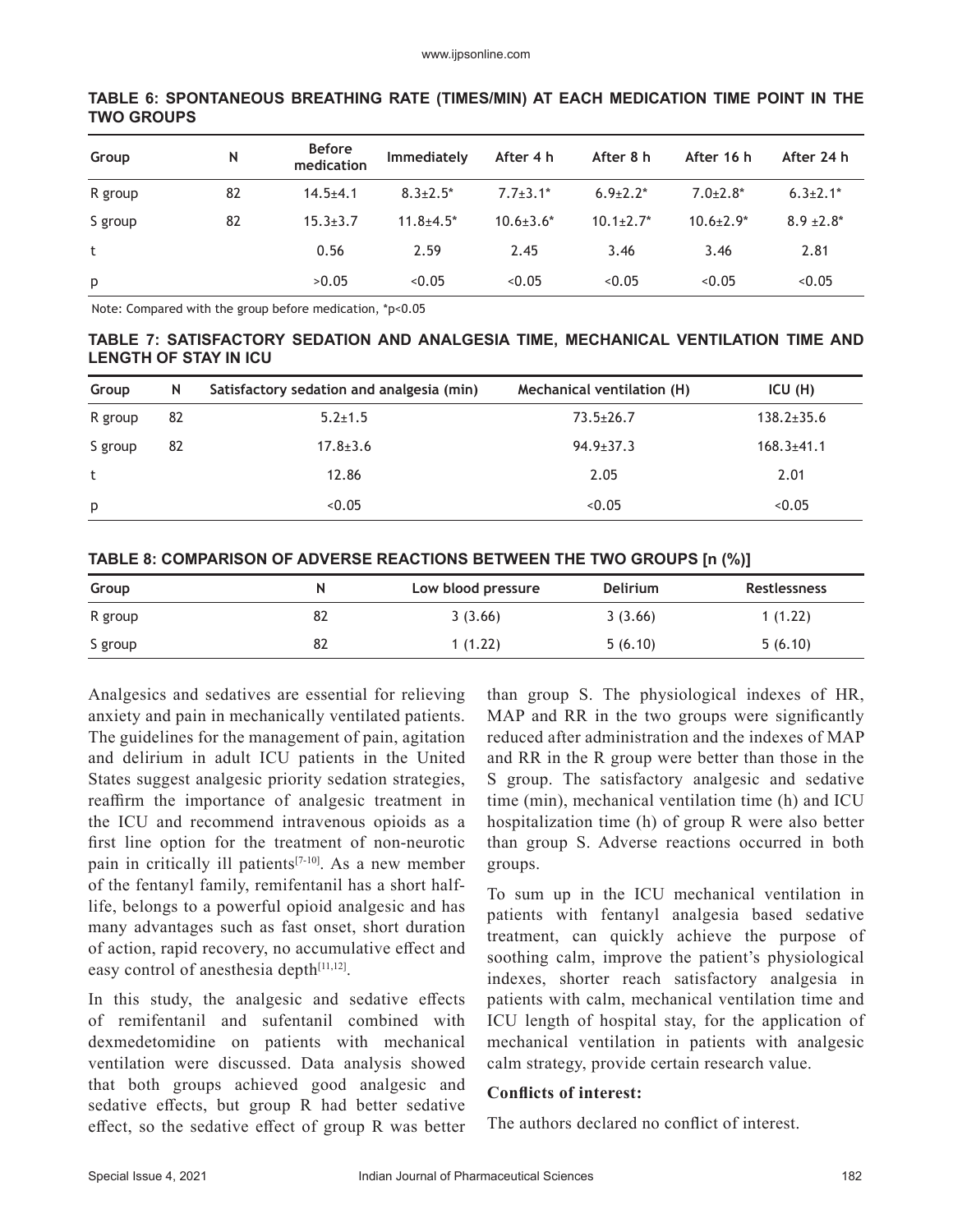**TABLE 6: SPONTANEOUS BREATHING RATE (TIMES/MIN) AT EACH MEDICATION TIME POINT IN THE TWO GROUPS**

| Group | N | Before medication | Immediately | After 4 h | After 8 h | After 16 h | After 24 h |
|---|---|---|---|---|---|---|---|
| R group | 82 | 14.5±4.1 | 8.3±2.5* | 7.7±3.1* | 6.9±2.2* | 7.0±2.8* | 6.3±2.1* |
| S group | 82 | 15.3±3.7 | 11.8±4.5* | 10.6±3.6* | 10.1±2.7* | 10.6±2.9* | 8.9 ±2.8* |
| t | | 0.56 | 2.59 | 2.45 | 3.46 | 3.46 | 2.81 |
| p | | >0.05 | <0.05 | <0.05 | <0.05 | <0.05 | <0.05 |

Note: Compared with the group before medication, *p<0.05

**TABLE 7: SATISFACTORY SEDATION AND ANALGESIA TIME, MECHANICAL VENTILATION TIME AND LENGTH OF STAY IN ICU**

| Group | N | Satisfactory sedation and analgesia (min) | Mechanical ventilation (H) | ICU (H) |
|---|---|---|---|---|
| R group | 82 | 5.2±1.5 | 73.5±26.7 | 138.2±35.6 |
| S group | 82 | 17.8±3.6 | 94.9±37.3 | 168.3±41.1 |
| t | | 12.86 | 2.05 | 2.01 |
| p | | <0.05 | <0.05 | <0.05 |

**TABLE 8: COMPARISON OF ADVERSE REACTIONS BETWEEN THE TWO GROUPS [n (%)]**

| Group | N | Low blood pressure | Delirium | Restlessness |
|---|---|---|---|---|
| R group | 82 | 3 (3.66) | 3 (3.66) | 1 (1.22) |
| S group | 82 | 1 (1.22) | 5 (6.10) | 5 (6.10) |

Analgesics and sedatives are essential for relieving anxiety and pain in mechanically ventilated patients. The guidelines for the management of pain, agitation and delirium in adult ICU patients in the United States suggest analgesic priority sedation strategies, reaffirm the importance of analgesic treatment in the ICU and recommend intravenous opioids as a first line option for the treatment of non-neurotic pain in critically ill patients[7-10]. As a new member of the fentanyl family, remifentanil has a short half-life, belongs to a powerful opioid analgesic and has many advantages such as fast onset, short duration of action, rapid recovery, no accumulative effect and easy control of anesthesia depth[11,12].

In this study, the analgesic and sedative effects of remifentanil and sufentanil combined with dexmedetomidine on patients with mechanical ventilation were discussed. Data analysis showed that both groups achieved good analgesic and sedative effects, but group R had better sedative effect, so the sedative effect of group R was better than group S. The physiological indexes of HR, MAP and RR in the two groups were significantly reduced after administration and the indexes of MAP and RR in the R group were better than those in the S group. The satisfactory analgesic and sedative time (min), mechanical ventilation time (h) and ICU hospitalization time (h) of group R were also better than group S. Adverse reactions occurred in both groups.

To sum up in the ICU mechanical ventilation in patients with fentanyl analgesia based sedative treatment, can quickly achieve the purpose of soothing calm, improve the patient's physiological indexes, shorter reach satisfactory analgesia in patients with calm, mechanical ventilation time and ICU length of hospital stay, for the application of mechanical ventilation in patients with analgesic calm strategy, provide certain research value.

**Conflicts of interest:**

The authors declared no conflict of interest.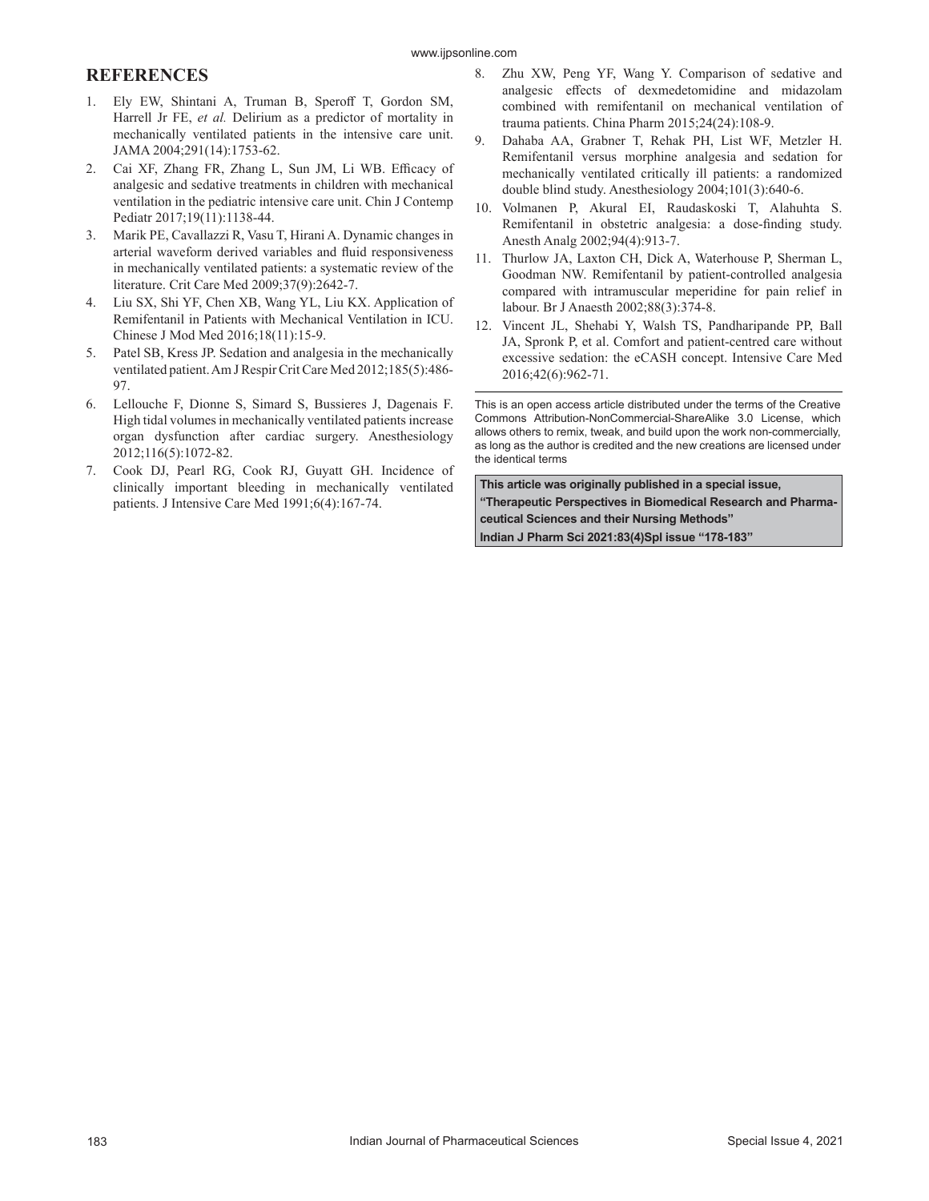## REFERENCES

1. Ely EW, Shintani A, Truman B, Speroff T, Gordon SM, Harrell Jr FE, *et al.* Delirium as a predictor of mortality in mechanically ventilated patients in the intensive care unit. JAMA 2004;291(14):1753-62.
2. Cai XF, Zhang FR, Zhang L, Sun JM, Li WB. Efficacy of analgesic and sedative treatments in children with mechanical ventilation in the pediatric intensive care unit. Chin J Contemp Pediatr 2017;19(11):1138-44.
3. Marik PE, Cavallazzi R, Vasu T, Hirani A. Dynamic changes in arterial waveform derived variables and fluid responsiveness in mechanically ventilated patients: a systematic review of the literature. Crit Care Med 2009;37(9):2642-7.
4. Liu SX, Shi YF, Chen XB, Wang YL, Liu KX. Application of Remifentanil in Patients with Mechanical Ventilation in ICU. Chinese J Mod Med 2016;18(11):15-9.
5. Patel SB, Kress JP. Sedation and analgesia in the mechanically ventilated patient. Am J Respir Crit Care Med 2012;185(5):486-97.
6. Lellouche F, Dionne S, Simard S, Bussieres J, Dagenais F. High tidal volumes in mechanically ventilated patients increase organ dysfunction after cardiac surgery. Anesthesiology 2012;116(5):1072-82.
7. Cook DJ, Pearl RG, Cook RJ, Guyatt GH. Incidence of clinically important bleeding in mechanically ventilated patients. J Intensive Care Med 1991;6(4):167-74.
8. Zhu XW, Peng YF, Wang Y. Comparison of sedative and analgesic effects of dexmedetomidine and midazolam combined with remifentanil on mechanical ventilation of trauma patients. China Pharm 2015;24(24):108-9.
9. Dahaba AA, Grabner T, Rehak PH, List WF, Metzler H. Remifentanil versus morphine analgesia and sedation for mechanically ventilated critically ill patients: a randomized double blind study. Anesthesiology 2004;101(3):640-6.
10. Volmanen P, Akural EI, Raudaskoski T, Alahuhta S. Remifentanil in obstetric analgesia: a dose-finding study. Anesth Analg 2002;94(4):913-7.
11. Thurlow JA, Laxton CH, Dick A, Waterhouse P, Sherman L, Goodman NW. Remifentanil by patient-controlled analgesia compared with intramuscular meperidine for pain relief in labour. Br J Anaesth 2002;88(3):374-8.
12. Vincent JL, Shehabi Y, Walsh TS, Pandharipande PP, Ball JA, Spronk P, et al. Comfort and patient-centred care without excessive sedation: the eCASH concept. Intensive Care Med 2016;42(6):962-71.

This is an open access article distributed under the terms of the Creative Commons Attribution-NonCommercial-ShareAlike 3.0 License, which allows others to remix, tweak, and build upon the work non-commercially, as long as the author is credited and the new creations are licensed under the identical terms

**This article was originally published in a special issue, "Therapeutic Perspectives in Biomedical Research and Pharmaceutical Sciences and their Nursing Methods"**
**Indian J Pharm Sci 2021:83(4)Spl issue "178-183"**